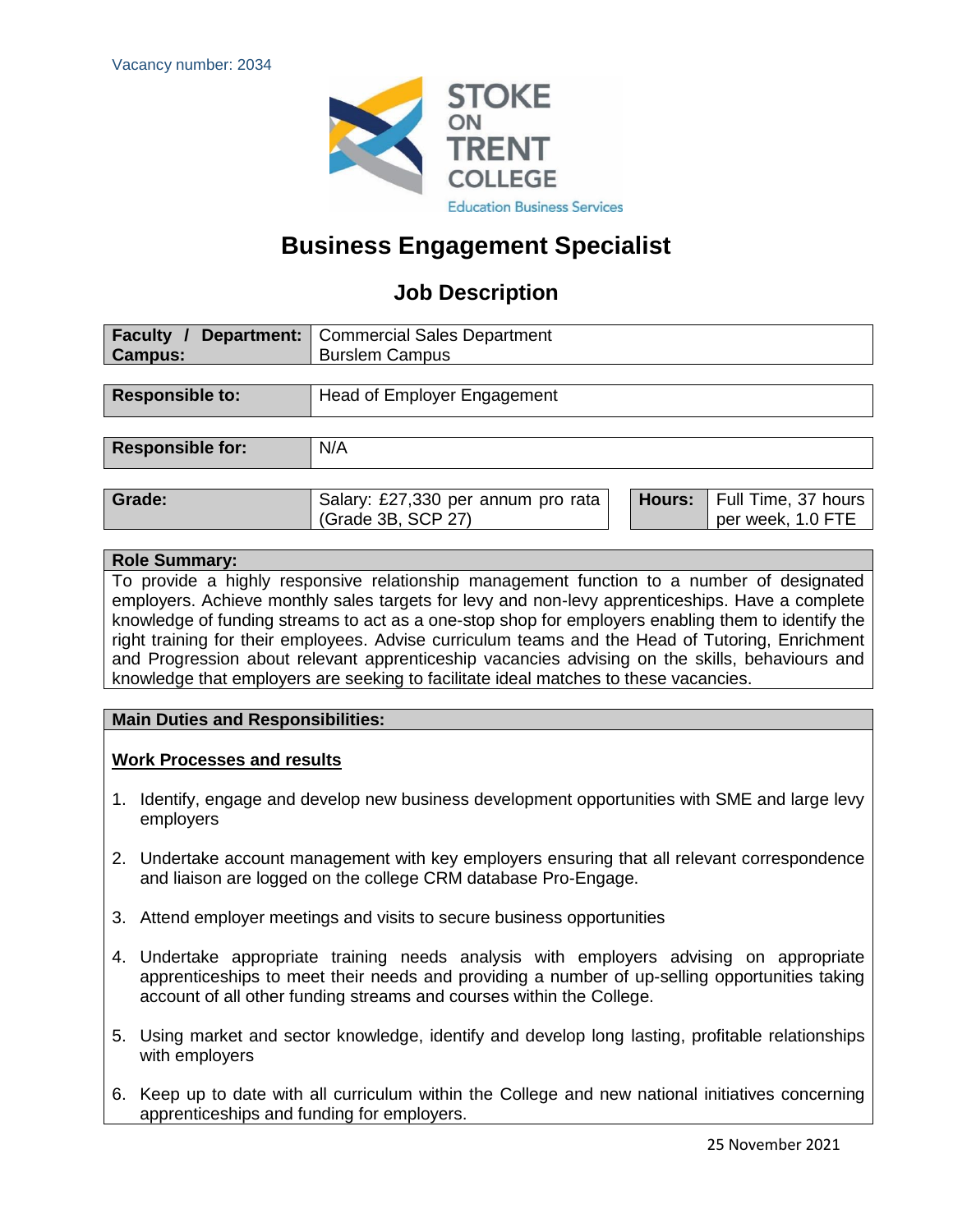Vacancy number: 2034

STOKE ON TRENT COLLEGE
Education Business Services

# Business Engagement Specialist

## Job Description

| **Faculty / Department:** | Commercial Sales Department |
|---|---|
| **Campus:** | Burslem Campus |

| **Responsible to:** | Head of Employer Engagement |
|---|---|

| **Responsible for:** | N/A |
|---|---|

| **Grade:** | Salary: £27,330 per annum pro rata (Grade 3B, SCP 27) | **Hours:** | Full Time, 37 hours per week, 1.0 FTE |
|---|---|---|---|

**Role Summary:**

To provide a highly responsive relationship management function to a number of designated employers. Achieve monthly sales targets for levy and non-levy apprenticeships. Have a complete knowledge of funding streams to act as a one-stop shop for employers enabling them to identify the right training for their employees. Advise curriculum teams and the Head of Tutoring, Enrichment and Progression about relevant apprenticeship vacancies advising on the skills, behaviours and knowledge that employers are seeking to facilitate ideal matches to these vacancies.

**Main Duties and Responsibilities:**

**Work Processes and results**

1. Identify, engage and develop new business development opportunities with SME and large levy employers
2. Undertake account management with key employers ensuring that all relevant correspondence and liaison are logged on the college CRM database Pro-Engage.
3. Attend employer meetings and visits to secure business opportunities
4. Undertake appropriate training needs analysis with employers advising on appropriate apprenticeships to meet their needs and providing a number of up-selling opportunities taking account of all other funding streams and courses within the College.
5. Using market and sector knowledge, identify and develop long lasting, profitable relationships with employers
6. Keep up to date with all curriculum within the College and new national initiatives concerning apprenticeships and funding for employers.

25 November 2021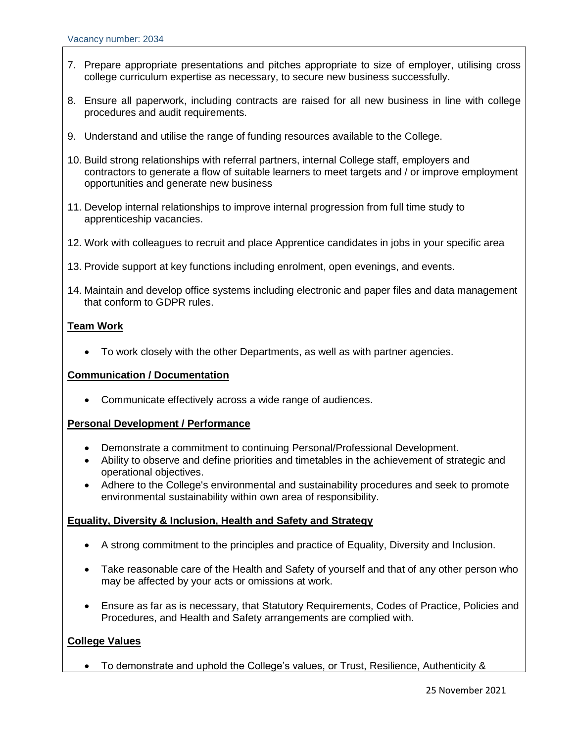7. Prepare appropriate presentations and pitches appropriate to size of employer, utilising cross college curriculum expertise as necessary, to secure new business successfully.

8. Ensure all paperwork, including contracts are raised for all new business in line with college procedures and audit requirements.

9. Understand and utilise the range of funding resources available to the College.

10. Build strong relationships with referral partners, internal College staff, employers and contractors to generate a flow of suitable learners to meet targets and / or improve employment opportunities and generate new business

11. Develop internal relationships to improve internal progression from full time study to apprenticeship vacancies.

12. Work with colleagues to recruit and place Apprentice candidates in jobs in your specific area

13. Provide support at key functions including enrolment, open evenings, and events.

14. Maintain and develop office systems including electronic and paper files and data management that conform to GDPR rules.

**Team Work**

- To work closely with the other Departments, as well as with partner agencies.

**Communication / Documentation**

- Communicate effectively across a wide range of audiences.

**Personal Development / Performance**

- Demonstrate a commitment to continuing Personal/Professional Development.
- Ability to observe and define priorities and timetables in the achievement of strategic and operational objectives.
- Adhere to the College's environmental and sustainability procedures and seek to promote environmental sustainability within own area of responsibility.

**Equality, Diversity & Inclusion, Health and Safety and Strategy**

- A strong commitment to the principles and practice of Equality, Diversity and Inclusion.

- Take reasonable care of the Health and Safety of yourself and that of any other person who may be affected by your acts or omissions at work.

- Ensure as far as is necessary, that Statutory Requirements, Codes of Practice, Policies and Procedures, and Health and Safety arrangements are complied with.

**College Values**

- To demonstrate and uphold the College's values, or Trust, Resilience, Authenticity &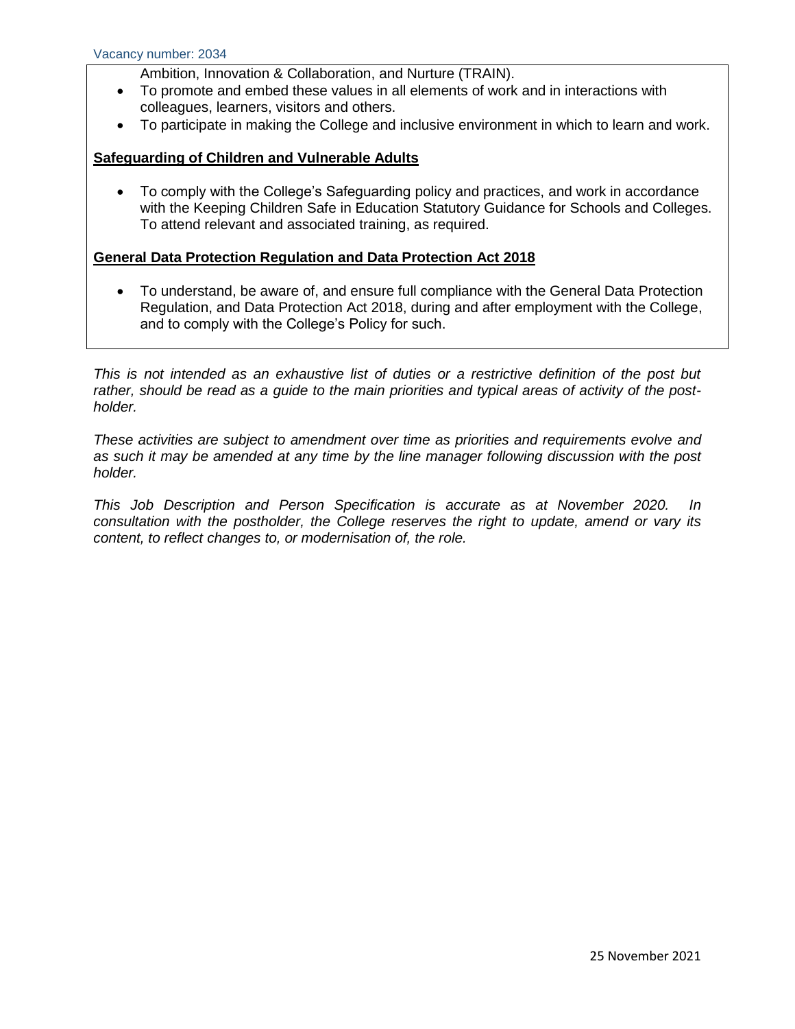Ambition, Innovation & Collaboration, and Nurture (TRAIN).

- To promote and embed these values in all elements of work and in interactions with colleagues, learners, visitors and others.
- To participate in making the College and inclusive environment in which to learn and work.

**Safeguarding of Children and Vulnerable Adults**

- To comply with the College's Safeguarding policy and practices, and work in accordance with the Keeping Children Safe in Education Statutory Guidance for Schools and Colleges. To attend relevant and associated training, as required.

**General Data Protection Regulation and Data Protection Act 2018**

- To understand, be aware of, and ensure full compliance with the General Data Protection Regulation, and Data Protection Act 2018, during and after employment with the College, and to comply with the College's Policy for such.

*This is not intended as an exhaustive list of duties or a restrictive definition of the post but rather, should be read as a guide to the main priorities and typical areas of activity of the post-holder.*

*These activities are subject to amendment over time as priorities and requirements evolve and as such it may be amended at any time by the line manager following discussion with the post holder.*

*This Job Description and Person Specification is accurate as at November 2020. In consultation with the postholder, the College reserves the right to update, amend or vary its content, to reflect changes to, or modernisation of, the role.*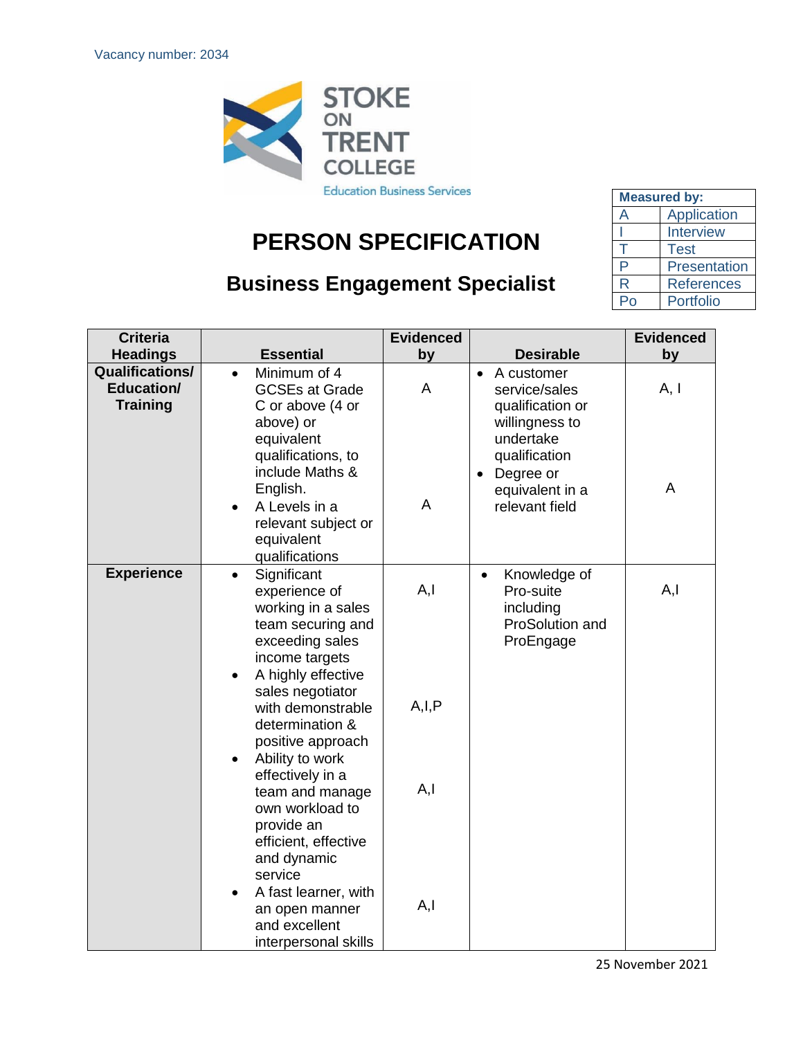Vacancy number: 2034

Stoke on Trent College

Education Business Services

# PERSON SPECIFICATION

## Business Engagement Specialist

| Measured by: | |
|---|---|
| A | Application |
| I | Interview |
| T | Test |
| P | Presentation |
| R | References |
| Po | Portfolio |

| Criteria Headings | Essential | Evidenced by | Desirable | Evidenced by |
|---|---|---|---|---|
| **Qualifications/ Education/ Training** | • Minimum of 4 GCSEs at Grade C or above (4 or above) or equivalent qualifications, to include Maths & English. | A | • A customer service/sales qualification or willingness to undertake qualification | A, I |
| | • A Levels in a relevant subject or equivalent qualifications | A | • Degree or equivalent in a relevant field | A |
| **Experience** | • Significant experience of working in a sales team securing and exceeding sales income targets | A,I | • Knowledge of Pro-suite including ProSolution and ProEngage | A,I |
| | • A highly effective sales negotiator with demonstrable determination & positive approach | A,I,P | | |
| | • Ability to work effectively in a team and manage own workload to provide an efficient, effective and dynamic service | A,I | | |
| | • A fast learner, with an open manner and excellent interpersonal skills | A,I | | |

25 November 2021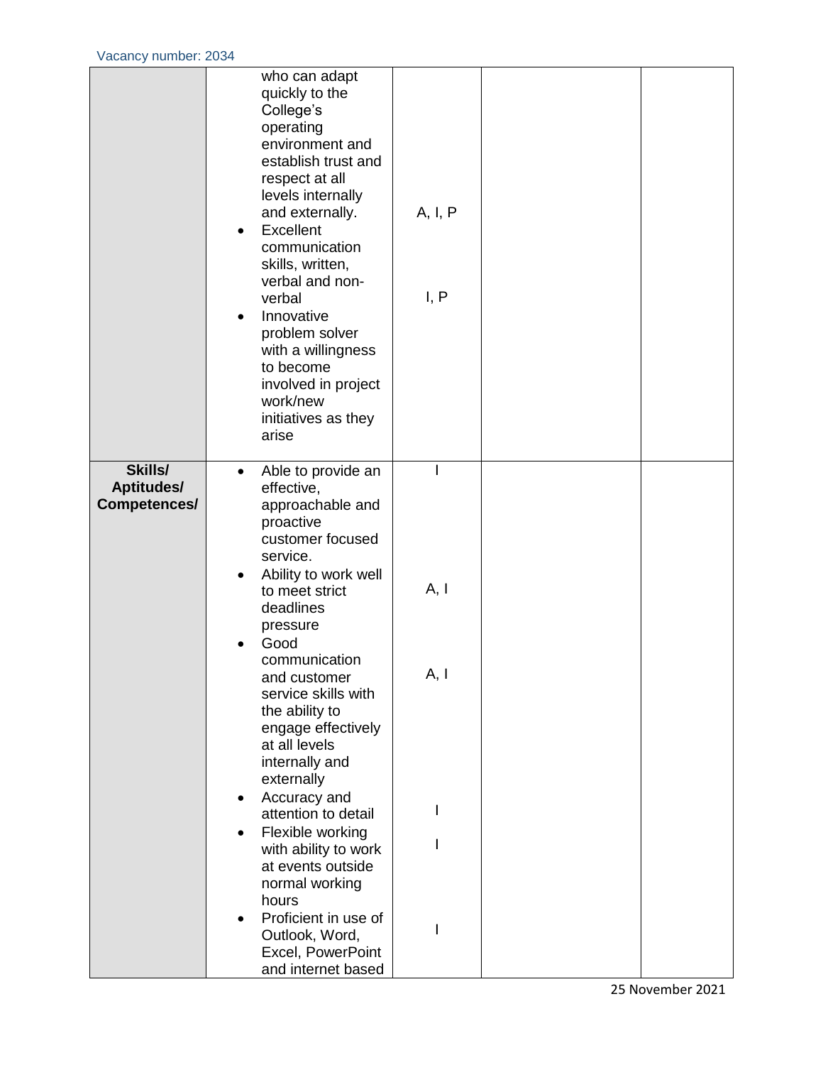| | | | | |
|---|---|---|---|---|
| | • who can adapt quickly to the College's operating environment and establish trust and respect at all levels internally and externally.<br>• Excellent communication skills, written, verbal and non-verbal<br>• Innovative problem solver with a willingness to become involved in project work/new initiatives as they arise | A, I, P<br><br>I, P | | |
| **Skills/ Aptitudes/ Competences/** | • Able to provide an effective, approachable and proactive customer focused service.<br>• Ability to work well to meet strict deadlines pressure<br>• Good communication and customer service skills with the ability to engage effectively at all levels internally and externally<br>• Accuracy and attention to detail<br>• Flexible working with ability to work at events outside normal working hours<br>• Proficient in use of Outlook, Word, Excel, PowerPoint and internet based | I<br><br>A, I<br><br>A, I<br><br>I<br><br>I<br><br>I | | |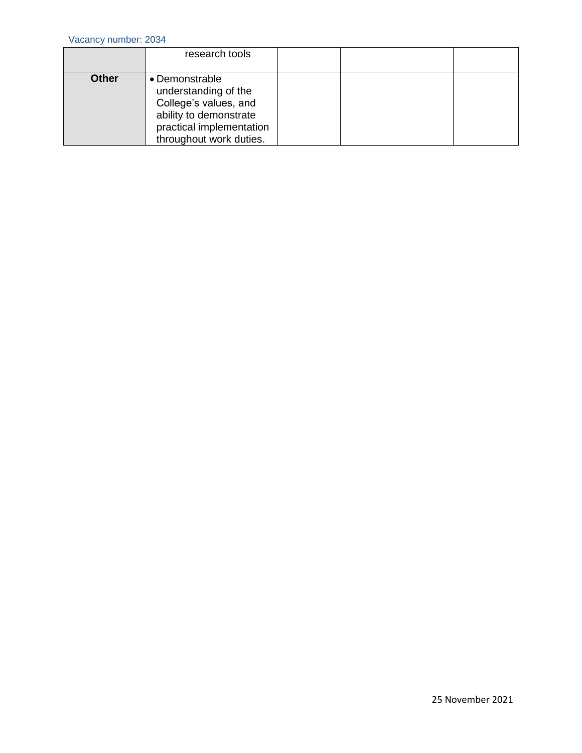| | | | | |
|---|---|---|---|---|
| | research tools | | | |
| **Other** | • Demonstrable understanding of the College's values, and ability to demonstrate practical implementation throughout work duties. | | | |